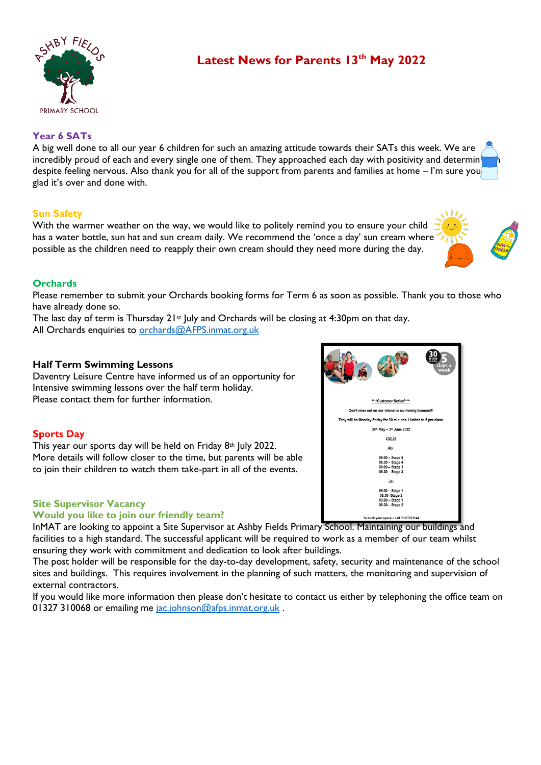# Latest News for Parents 13th May 2022

ASHBY FIELDS PRIMARY SCHOOL

### Year 6 SATs

A big well done to all our year 6 children for such an amazing attitude towards their SATs this week. We are incredibly proud of each and every single one of them. They approached each day with positivity and determination despite feeling nervous. Also thank you for all of the support from parents and families at home – I'm sure you're glad it's over and done with.

### Sun Safety

With the warmer weather on the way, we would like to politely remind you to ensure your child has a water bottle, sun hat and sun cream daily. We recommend the 'once a day' sun cream where possible as the children need to reapply their own cream should they need more during the day.

### Orchards

Please remember to submit your Orchards booking forms for Term 6 as soon as possible. Thank you to those who have already done so.

The last day of term is Thursday 21st July and Orchards will be closing at 4:30pm on that day.

All Orchards enquiries to orchards@AFPS.inmat.org.uk

### Half Term Swimming Lessons

Daventry Leisure Centre have informed us of an opportunity for Intensive swimming lessons over the half term holiday.

Please contact them for further information.

30 mins activity | 5 days a week

\*\*\*\*Customer Notice\*\*\*\*:

Don't miss out on our intensive swimming lessons!!!

They will be Monday-Friday for 30 minutes. Limited to 6 per class.

30th May – 3rd June 2022

£32.25

Abi:

08.00 – Stage 5
08.30 – Stage 4
09.00 – Stage 3
09.30 – Stage 3

Jo:

08.00 – Stage 1
08.30- Stage 2
09.00 – Stage 1
09.30 – Stage 2

To book your space – call 01327871144

### Sports Day

This year our sports day will be held on Friday 8th July 2022.

More details will follow closer to the time, but parents will be able to join their children to watch them take-part in all of the events.

### Site Supervisor Vacancy

### Would you like to join our friendly team?

InMAT are looking to appoint a Site Supervisor at Ashby Fields Primary School. Maintaining our buildings and facilities to a high standard. The successful applicant will be required to work as a member of our team whilst ensuring they work with commitment and dedication to look after buildings.

The post holder will be responsible for the day-to-day development, safety, security and maintenance of the school sites and buildings. This requires involvement in the planning of such matters, the monitoring and supervision of external contractors.

If you would like more information then please don't hesitate to contact us either by telephoning the office team on 01327 310068 or emailing me jac.johnson@afps.inmat.org.uk .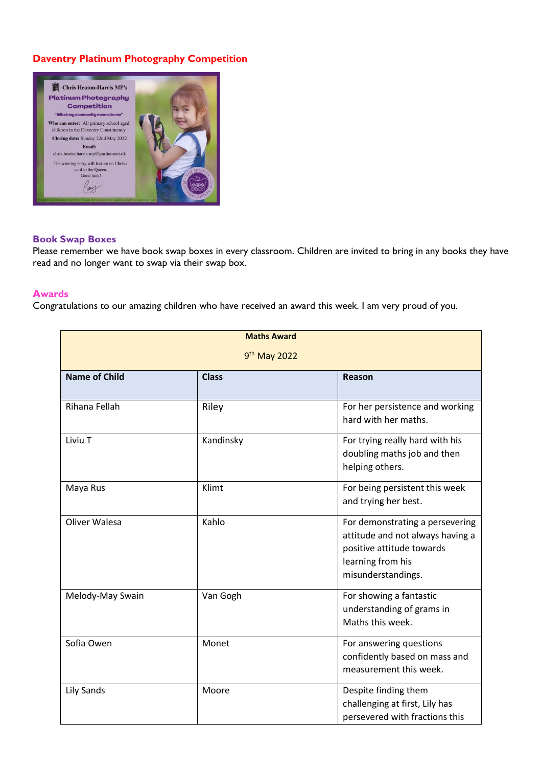## Daventry Platinum Photography Competition

### Book Swap Boxes

Please remember we have book swap boxes in every classroom. Children are invited to bring in any books they have read and no longer want to swap via their swap box.

### Awards

Congratulations to our amazing children who have received an award this week. I am very proud of you.

| **Maths Award**<br>9th May 2022 | | |
|---|---|---|
| **Name of Child** | **Class** | **Reason** |
| Rihana Fellah | Riley | For her persistence and working hard with her maths. |
| Liviu T | Kandinsky | For trying really hard with his doubling maths job and then helping others. |
| Maya Rus | Klimt | For being persistent this week and trying her best. |
| Oliver Walesa | Kahlo | For demonstrating a persevering attitude and not always having a positive attitude towards learning from his misunderstandings. |
| Melody-May Swain | Van Gogh | For showing a fantastic understanding of grams in Maths this week. |
| Sofia Owen | Monet | For answering questions confidently based on mass and measurement this week. |
| Lily Sands | Moore | Despite finding them challenging at first, Lily has persevered with fractions this |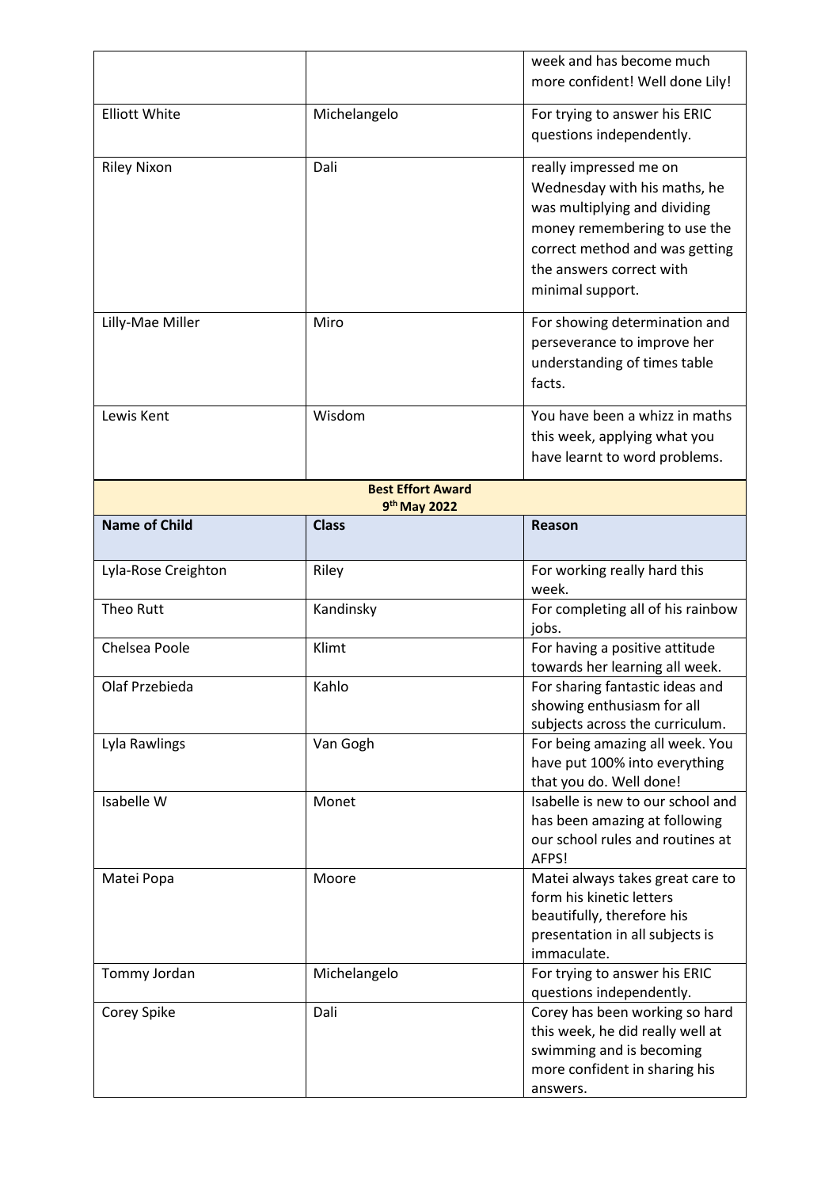| | | |
|---|---|---|
| | | week and has become much more confident! Well done Lily! |
| Elliott White | Michelangelo | For trying to answer his ERIC questions independently. |
| Riley Nixon | Dali | really impressed me on Wednesday with his maths, he was multiplying and dividing money remembering to use the correct method and was getting the answers correct with minimal support. |
| Lilly-Mae Miller | Miro | For showing determination and perseverance to improve her understanding of times table facts. |
| Lewis Kent | Wisdom | You have been a whizz in maths this week, applying what you have learnt to word problems. |

**Best Effort Award**
**9th May 2022**

| Name of Child | Class | Reason |
|---|---|---|
| Lyla-Rose Creighton | Riley | For working really hard this week. |
| Theo Rutt | Kandinsky | For completing all of his rainbow jobs. |
| Chelsea Poole | Klimt | For having a positive attitude towards her learning all week. |
| Olaf Przebieda | Kahlo | For sharing fantastic ideas and showing enthusiasm for all subjects across the curriculum. |
| Lyla Rawlings | Van Gogh | For being amazing all week. You have put 100% into everything that you do. Well done! |
| Isabelle W | Monet | Isabelle is new to our school and has been amazing at following our school rules and routines at AFPS! |
| Matei Popa | Moore | Matei always takes great care to form his kinetic letters beautifully, therefore his presentation in all subjects is immaculate. |
| Tommy Jordan | Michelangelo | For trying to answer his ERIC questions independently. |
| Corey Spike | Dali | Corey has been working so hard this week, he did really well at swimming and is becoming more confident in sharing his answers. |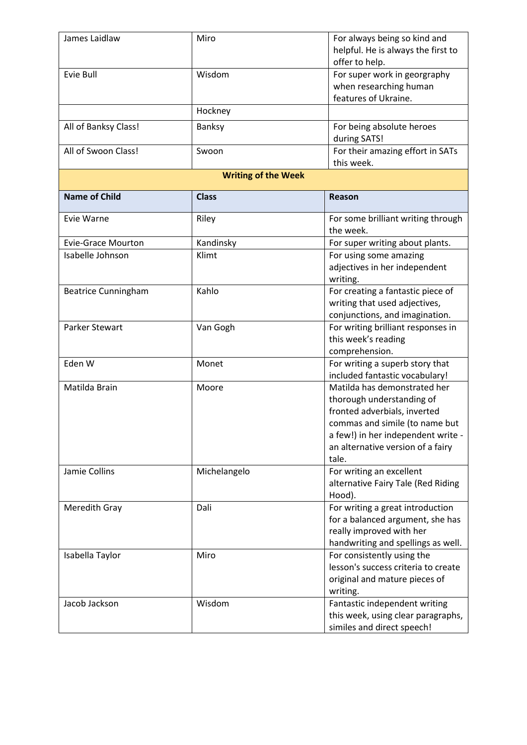| | | |
|---|---|---|
| James Laidlaw | Miro | For always being so kind and helpful. He is always the first to offer to help. |
| Evie Bull | Wisdom | For super work in georgraphy when researching human features of Ukraine. |
| | Hockney | |
| All of Banksy Class! | Banksy | For being absolute heroes during SATS! |
| All of Swoon Class! | Swoon | For their amazing effort in SATs this week. |

**Writing of the Week**

| Name of Child | Class | Reason |
|---|---|---|
| Evie Warne | Riley | For some brilliant writing through the week. |
| Evie-Grace Mourton | Kandinsky | For super writing about plants. |
| Isabelle Johnson | Klimt | For using some amazing adjectives in her independent writing. |
| Beatrice Cunningham | Kahlo | For creating a fantastic piece of writing that used adjectives, conjunctions, and imagination. |
| Parker Stewart | Van Gogh | For writing brilliant responses in this week's reading comprehension. |
| Eden W | Monet | For writing a superb story that included fantastic vocabulary! |
| Matilda Brain | Moore | Matilda has demonstrated her thorough understanding of fronted adverbials, inverted commas and simile (to name but a few!) in her independent write - an alternative version of a fairy tale. |
| Jamie Collins | Michelangelo | For writing an excellent alternative Fairy Tale (Red Riding Hood). |
| Meredith Gray | Dali | For writing a great introduction for a balanced argument, she has really improved with her handwriting and spellings as well. |
| Isabella Taylor | Miro | For consistently using the lesson's success criteria to create original and mature pieces of writing. |
| Jacob Jackson | Wisdom | Fantastic independent writing this week, using clear paragraphs, similes and direct speech! |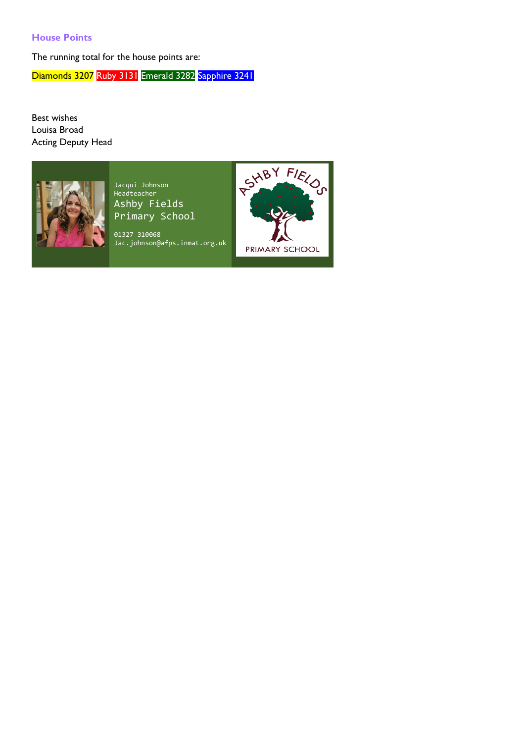### House Points

The running total for the house points are:

Diamonds 3207 Ruby 3131 Emerald 3282 Sapphire 3241

Best wishes
Louisa Broad
Acting Deputy Head

Jacqui Johnson
Headteacher
Ashby Fields
Primary School

01327 310068
Jac.johnson@afps.inmat.org.uk

ASHBY FIELDS
PRIMARY SCHOOL